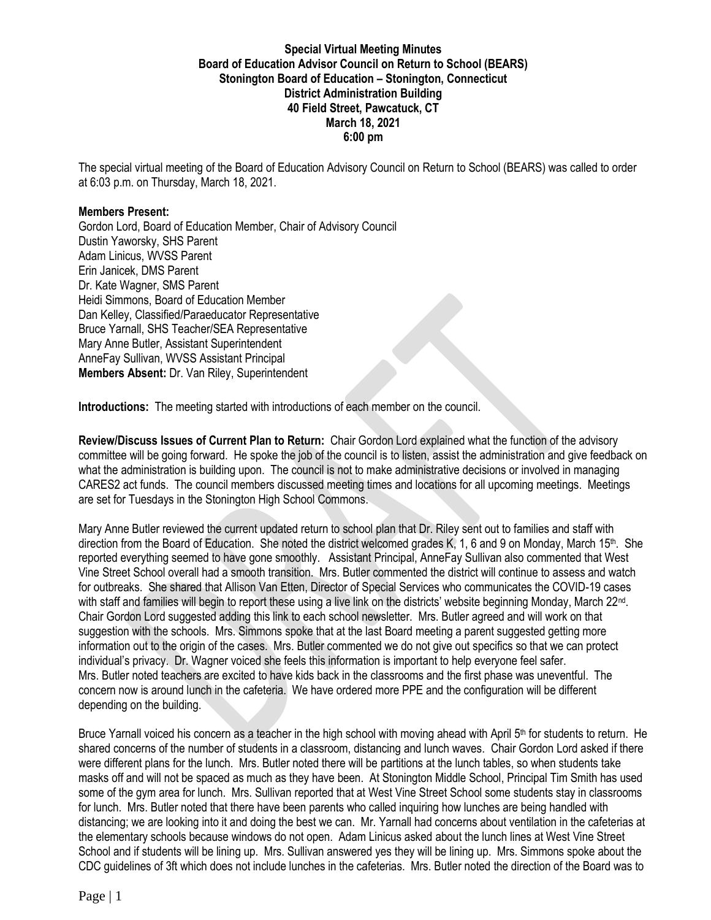**Special Virtual Meeting Minutes**
**Board of Education Advisor Council on Return to School (BEARS)**
**Stonington Board of Education – Stonington, Connecticut**
**District Administration Building**
**40 Field Street, Pawcatuck, CT**
**March 18, 2021**
**6:00 pm**

The special virtual meeting of the Board of Education Advisory Council on Return to School (BEARS) was called to order at 6:03 p.m. on Thursday, March 18, 2021.

**Members Present:**
Gordon Lord, Board of Education Member, Chair of Advisory Council
Dustin Yaworsky, SHS Parent
Adam Linicus, WVSS Parent
Erin Janicek, DMS Parent
Dr. Kate Wagner, SMS Parent
Heidi Simmons, Board of Education Member
Dan Kelley, Classified/Paraeducator Representative
Bruce Yarnall, SHS Teacher/SEA Representative
Mary Anne Butler, Assistant Superintendent
AnneFay Sullivan, WVSS Assistant Principal
**Members Absent:** Dr. Van Riley, Superintendent

**Introductions:** The meeting started with introductions of each member on the council.

**Review/Discuss Issues of Current Plan to Return:** Chair Gordon Lord explained what the function of the advisory committee will be going forward. He spoke the job of the council is to listen, assist the administration and give feedback on what the administration is building upon. The council is not to make administrative decisions or involved in managing CARES2 act funds. The council members discussed meeting times and locations for all upcoming meetings. Meetings are set for Tuesdays in the Stonington High School Commons.

Mary Anne Butler reviewed the current updated return to school plan that Dr. Riley sent out to families and staff with direction from the Board of Education. She noted the district welcomed grades K, 1, 6 and 9 on Monday, March 15th. She reported everything seemed to have gone smoothly. Assistant Principal, AnneFay Sullivan also commented that West Vine Street School overall had a smooth transition. Mrs. Butler commented the district will continue to assess and watch for outbreaks. She shared that Allison Van Etten, Director of Special Services who communicates the COVID-19 cases with staff and families will begin to report these using a live link on the districts' website beginning Monday, March 22nd. Chair Gordon Lord suggested adding this link to each school newsletter. Mrs. Butler agreed and will work on that suggestion with the schools. Mrs. Simmons spoke that at the last Board meeting a parent suggested getting more information out to the origin of the cases. Mrs. Butler commented we do not give out specifics so that we can protect individual's privacy. Dr. Wagner voiced she feels this information is important to help everyone feel safer. Mrs. Butler noted teachers are excited to have kids back in the classrooms and the first phase was uneventful. The concern now is around lunch in the cafeteria. We have ordered more PPE and the configuration will be different depending on the building.

Bruce Yarnall voiced his concern as a teacher in the high school with moving ahead with April 5th for students to return. He shared concerns of the number of students in a classroom, distancing and lunch waves. Chair Gordon Lord asked if there were different plans for the lunch. Mrs. Butler noted there will be partitions at the lunch tables, so when students take masks off and will not be spaced as much as they have been. At Stonington Middle School, Principal Tim Smith has used some of the gym area for lunch. Mrs. Sullivan reported that at West Vine Street School some students stay in classrooms for lunch. Mrs. Butler noted that there have been parents who called inquiring how lunches are being handled with distancing; we are looking into it and doing the best we can. Mr. Yarnall had concerns about ventilation in the cafeterias at the elementary schools because windows do not open. Adam Linicus asked about the lunch lines at West Vine Street School and if students will be lining up. Mrs. Sullivan answered yes they will be lining up. Mrs. Simmons spoke about the CDC guidelines of 3ft which does not include lunches in the cafeterias. Mrs. Butler noted the direction of the Board was to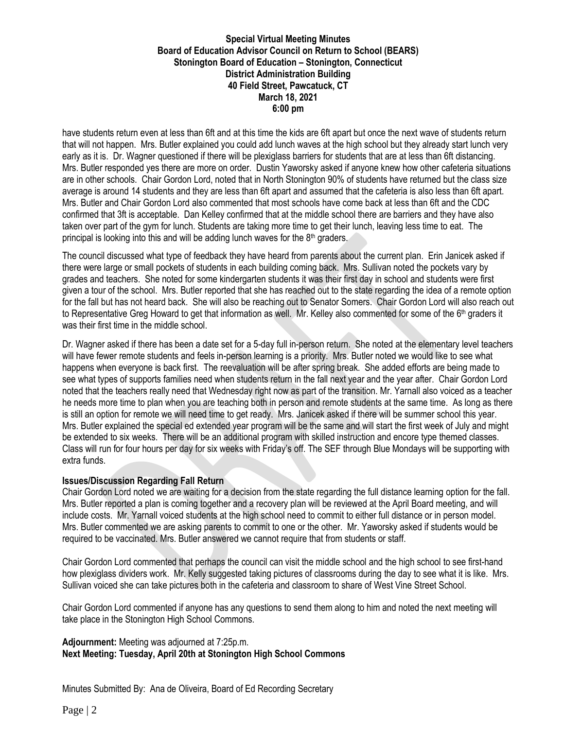**Special Virtual Meeting Minutes**
**Board of Education Advisor Council on Return to School (BEARS)**
**Stonington Board of Education – Stonington, Connecticut**
**District Administration Building**
**40 Field Street, Pawcatuck, CT**
**March 18, 2021**
**6:00 pm**

have students return even at less than 6ft and at this time the kids are 6ft apart but once the next wave of students return that will not happen. Mrs. Butler explained you could add lunch waves at the high school but they already start lunch very early as it is. Dr. Wagner questioned if there will be plexiglass barriers for students that are at less than 6ft distancing. Mrs. Butler responded yes there are more on order. Dustin Yaworsky asked if anyone knew how other cafeteria situations are in other schools. Chair Gordon Lord, noted that in North Stonington 90% of students have returned but the class size average is around 14 students and they are less than 6ft apart and assumed that the cafeteria is also less than 6ft apart. Mrs. Butler and Chair Gordon Lord also commented that most schools have come back at less than 6ft and the CDC confirmed that 3ft is acceptable. Dan Kelley confirmed that at the middle school there are barriers and they have also taken over part of the gym for lunch. Students are taking more time to get their lunch, leaving less time to eat. The principal is looking into this and will be adding lunch waves for the 8th graders.

The council discussed what type of feedback they have heard from parents about the current plan. Erin Janicek asked if there were large or small pockets of students in each building coming back. Mrs. Sullivan noted the pockets vary by grades and teachers. She noted for some kindergarten students it was their first day in school and students were first given a tour of the school. Mrs. Butler reported that she has reached out to the state regarding the idea of a remote option for the fall but has not heard back. She will also be reaching out to Senator Somers. Chair Gordon Lord will also reach out to Representative Greg Howard to get that information as well. Mr. Kelley also commented for some of the 6th graders it was their first time in the middle school.

Dr. Wagner asked if there has been a date set for a 5-day full in-person return. She noted at the elementary level teachers will have fewer remote students and feels in-person learning is a priority. Mrs. Butler noted we would like to see what happens when everyone is back first. The reevaluation will be after spring break. She added efforts are being made to see what types of supports families need when students return in the fall next year and the year after. Chair Gordon Lord noted that the teachers really need that Wednesday right now as part of the transition. Mr. Yarnall also voiced as a teacher he needs more time to plan when you are teaching both in person and remote students at the same time. As long as there is still an option for remote we will need time to get ready. Mrs. Janicek asked if there will be summer school this year. Mrs. Butler explained the special ed extended year program will be the same and will start the first week of July and might be extended to six weeks. There will be an additional program with skilled instruction and encore type themed classes. Class will run for four hours per day for six weeks with Friday's off. The SEF through Blue Mondays will be supporting with extra funds.

**Issues/Discussion Regarding Fall Return**

Chair Gordon Lord noted we are waiting for a decision from the state regarding the full distance learning option for the fall. Mrs. Butler reported a plan is coming together and a recovery plan will be reviewed at the April Board meeting, and will include costs. Mr. Yarnall voiced students at the high school need to commit to either full distance or in person model. Mrs. Butler commented we are asking parents to commit to one or the other. Mr. Yaworsky asked if students would be required to be vaccinated. Mrs. Butler answered we cannot require that from students or staff.

Chair Gordon Lord commented that perhaps the council can visit the middle school and the high school to see first-hand how plexiglass dividers work. Mr. Kelly suggested taking pictures of classrooms during the day to see what it is like. Mrs. Sullivan voiced she can take pictures both in the cafeteria and classroom to share of West Vine Street School.

Chair Gordon Lord commented if anyone has any questions to send them along to him and noted the next meeting will take place in the Stonington High School Commons.

**Adjournment:** Meeting was adjourned at 7:25p.m.
**Next Meeting: Tuesday, April 20th at Stonington High School Commons**

Minutes Submitted By: Ana de Oliveira, Board of Ed Recording Secretary